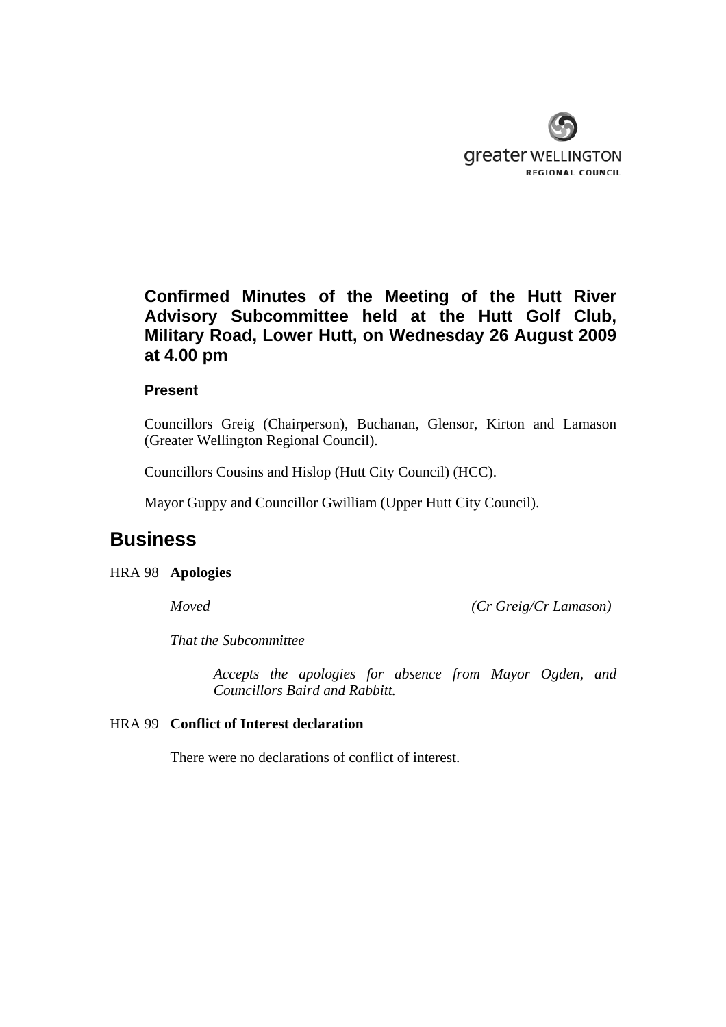greater WELLINGTON
REGIONAL COUNCIL

**Confirmed Minutes of the Meeting of the Hutt River Advisory Subcommittee held at the Hutt Golf Club, Military Road, Lower Hutt, on Wednesday 26 August 2009 at 4.00 pm**

**Present**

Councillors Greig (Chairperson), Buchanan, Glensor, Kirton and Lamason (Greater Wellington Regional Council).

Councillors Cousins and Hislop (Hutt City Council) (HCC).

Mayor Guppy and Councillor Gwilliam (Upper Hutt City Council).

## Business

HRA 98 **Apologies**

*Moved* *(Cr Greig/Cr Lamason)*

*That the Subcommittee*

> *Accepts the apologies for absence from Mayor Ogden, and Councillors Baird and Rabbitt.*

HRA 99 **Conflict of Interest declaration**

There were no declarations of conflict of interest.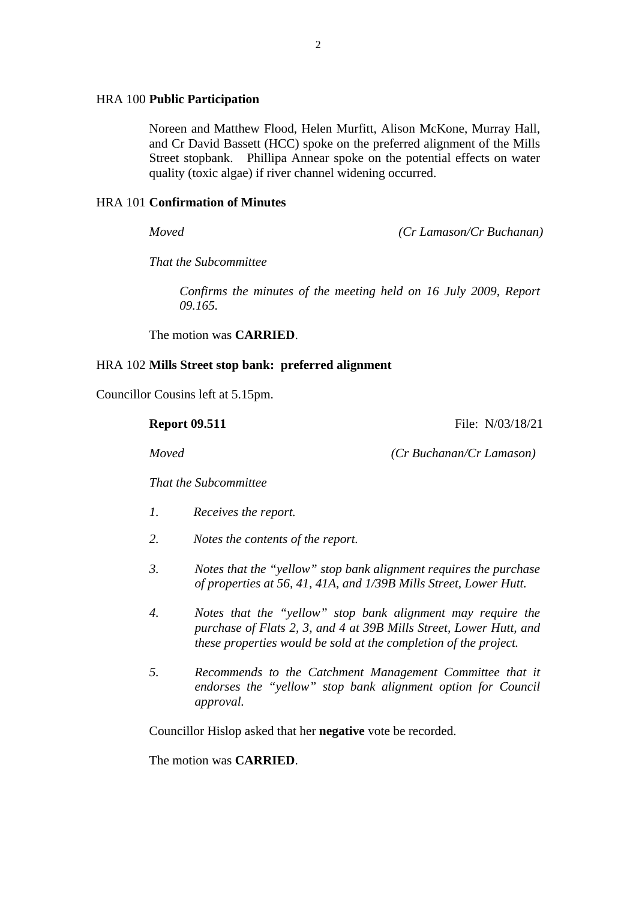HRA 100 **Public Participation**

Noreen and Matthew Flood, Helen Murfitt, Alison McKone, Murray Hall, and Cr David Bassett (HCC) spoke on the preferred alignment of the Mills Street stopbank. Phillipa Annear spoke on the potential effects on water quality (toxic algae) if river channel widening occurred.

HRA 101 **Confirmation of Minutes**

*Moved* *(Cr Lamason/Cr Buchanan)*

*That the Subcommittee*

*Confirms the minutes of the meeting held on 16 July 2009, Report 09.165.*

The motion was **CARRIED**.

HRA 102 **Mills Street stop bank: preferred alignment**

Councillor Cousins left at 5.15pm.

**Report 09.511** File: N/03/18/21

*Moved* *(Cr Buchanan/Cr Lamason)*

*That the Subcommittee*

1. *Receives the report.*
2. *Notes the contents of the report.*
3. *Notes that the "yellow" stop bank alignment requires the purchase of properties at 56, 41, 41A, and 1/39B Mills Street, Lower Hutt.*
4. *Notes that the "yellow" stop bank alignment may require the purchase of Flats 2, 3, and 4 at 39B Mills Street, Lower Hutt, and these properties would be sold at the completion of the project.*
5. *Recommends to the Catchment Management Committee that it endorses the "yellow" stop bank alignment option for Council approval.*

Councillor Hislop asked that her **negative** vote be recorded.

The motion was **CARRIED**.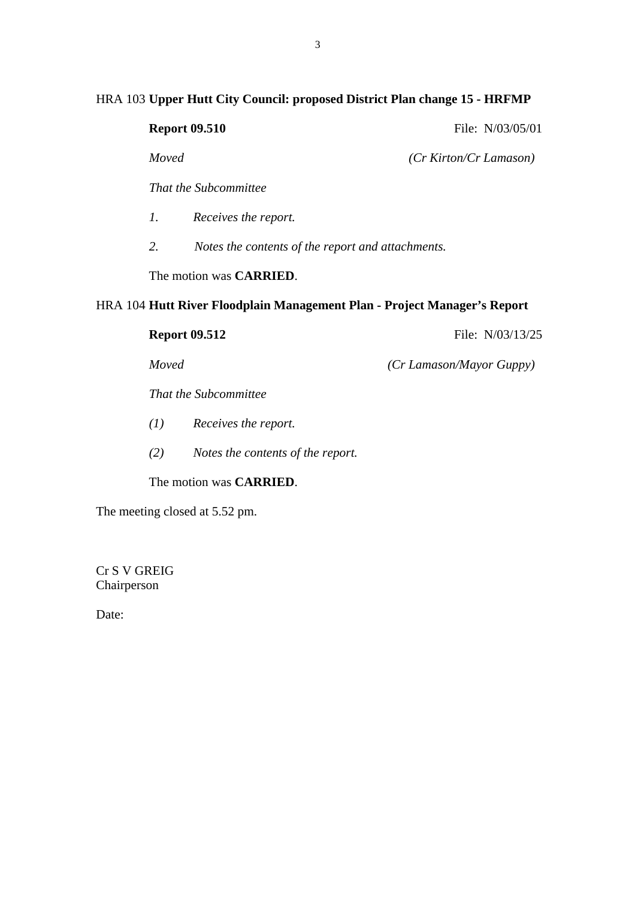HRA 103 **Upper Hutt City Council: proposed District Plan change 15 - HRFMP**

**Report 09.510** File: N/03/05/01

*Moved* *(Cr Kirton/Cr Lamason)*

*That the Subcommittee*

1. *Receives the report.*
2. *Notes the contents of the report and attachments.*

The motion was **CARRIED**.

HRA 104 **Hutt River Floodplain Management Plan - Project Manager's Report**

**Report 09.512** File: N/03/13/25

*Moved* *(Cr Lamason/Mayor Guppy)*

*That the Subcommittee*

*(1)* *Receives the report.*

*(2)* *Notes the contents of the report.*

The motion was **CARRIED**.

The meeting closed at 5.52 pm.

Cr S V GREIG
Chairperson

Date: